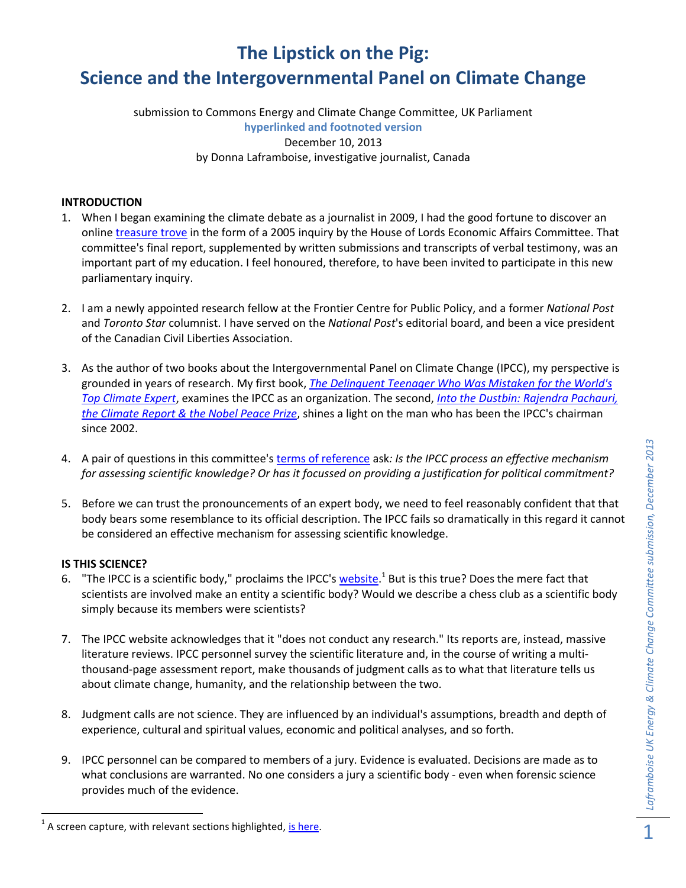# The Lipstick on the Pig:
# Science and the Intergovernmental Panel on Climate Change

submission to Commons Energy and Climate Change Committee, UK Parliament

**hyperlinked and footnoted version**

December 10, 2013

by Donna Laframboise, investigative journalist, Canada

**INTRODUCTION**

1. When I began examining the climate debate as a journalist in 2009, I had the good fortune to discover an online treasure trove in the form of a 2005 inquiry by the House of Lords Economic Affairs Committee. That committee's final report, supplemented by written submissions and transcripts of verbal testimony, was an important part of my education. I feel honoured, therefore, to have been invited to participate in this new parliamentary inquiry.

2. I am a newly appointed research fellow at the Frontier Centre for Public Policy, and a former *National Post* and *Toronto Star* columnist. I have served on the *National Post*'s editorial board, and been a vice president of the Canadian Civil Liberties Association.

3. As the author of two books about the Intergovernmental Panel on Climate Change (IPCC), my perspective is grounded in years of research. My first book, *The Delinquent Teenager Who Was Mistaken for the World's Top Climate Expert*, examines the IPCC as an organization. The second, *Into the Dustbin: Rajendra Pachauri, the Climate Report & the Nobel Peace Prize*, shines a light on the man who has been the IPCC's chairman since 2002.

4. A pair of questions in this committee's terms of reference ask*: Is the IPCC process an effective mechanism for assessing scientific knowledge? Or has it focussed on providing a justification for political commitment?*

5. Before we can trust the pronouncements of an expert body, we need to feel reasonably confident that that body bears some resemblance to its official description. The IPCC fails so dramatically in this regard it cannot be considered an effective mechanism for assessing scientific knowledge.

**IS THIS SCIENCE?**

6. "The IPCC is a scientific body," proclaims the IPCC's website.[1] But is this true? Does the mere fact that scientists are involved make an entity a scientific body? Would we describe a chess club as a scientific body simply because its members were scientists?

7. The IPCC website acknowledges that it "does not conduct any research." Its reports are, instead, massive literature reviews. IPCC personnel survey the scientific literature and, in the course of writing a multi-thousand-page assessment report, make thousands of judgment calls as to what that literature tells us about climate change, humanity, and the relationship between the two.

8. Judgment calls are not science. They are influenced by an individual's assumptions, breadth and depth of experience, cultural and spiritual values, economic and political analyses, and so forth.

9. IPCC personnel can be compared to members of a jury. Evidence is evaluated. Decisions are made as to what conclusions are warranted. No one considers a jury a scientific body - even when forensic science provides much of the evidence.

[1] A screen capture, with relevant sections highlighted, is here.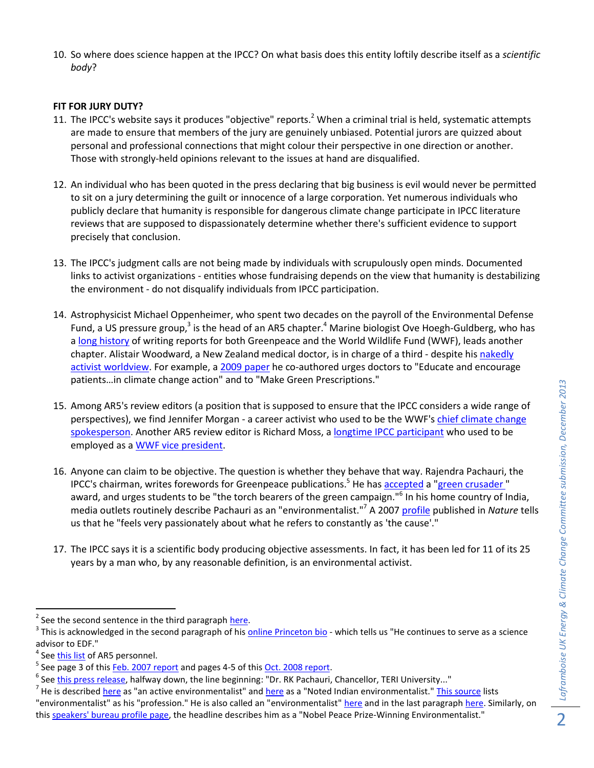10. So where does science happen at the IPCC? On what basis does this entity loftily describe itself as a *scientific body*?

**FIT FOR JURY DUTY?**

11. The IPCC's website says it produces "objective" reports.[2] When a criminal trial is held, systematic attempts are made to ensure that members of the jury are genuinely unbiased. Potential jurors are quizzed about personal and professional connections that might colour their perspective in one direction or another. Those with strongly-held opinions relevant to the issues at hand are disqualified.

12. An individual who has been quoted in the press declaring that big business is evil would never be permitted to sit on a jury determining the guilt or innocence of a large corporation. Yet numerous individuals who publicly declare that humanity is responsible for dangerous climate change participate in IPCC literature reviews that are supposed to dispassionately determine whether there's sufficient evidence to support precisely that conclusion.

13. The IPCC's judgment calls are not being made by individuals with scrupulously open minds. Documented links to activist organizations - entities whose fundraising depends on the view that humanity is destabilizing the environment - do not disqualify individuals from IPCC participation.

14. Astrophysicist Michael Oppenheimer, who spent two decades on the payroll of the Environmental Defense Fund, a US pressure group,[3] is the head of an AR5 chapter.[4] Marine biologist Ove Hoegh-Guldberg, who has a long history of writing reports for both Greenpeace and the World Wildlife Fund (WWF), leads another chapter. Alistair Woodward, a New Zealand medical doctor, is in charge of a third - despite his nakedly activist worldview. For example, a 2009 paper he co-authored urges doctors to "Educate and encourage patients…in climate change action" and to "Make Green Prescriptions."

15. Among AR5's review editors (a position that is supposed to ensure that the IPCC considers a wide range of perspectives), we find Jennifer Morgan - a career activist who used to be the WWF's chief climate change spokesperson. Another AR5 review editor is Richard Moss, a longtime IPCC participant who used to be employed as a WWF vice president.

16. Anyone can claim to be objective. The question is whether they behave that way. Rajendra Pachauri, the IPCC's chairman, writes forewords for Greenpeace publications.[5] He has accepted a "green crusader" award, and urges students to be "the torch bearers of the green campaign."[6] In his home country of India, media outlets routinely describe Pachauri as an "environmentalist."[7] A 2007 profile published in *Nature* tells us that he "feels very passionately about what he refers to constantly as 'the cause'."

17. The IPCC says it is a scientific body producing objective assessments. In fact, it has been led for 11 of its 25 years by a man who, by any reasonable definition, is an environmental activist.

---

[2] See the second sentence in the third paragraph here.

[3] This is acknowledged in the second paragraph of his online Princeton bio - which tells us "He continues to serve as a science advisor to EDF."

[4] See this list of AR5 personnel.

[5] See page 3 of this Feb. 2007 report and pages 4-5 of this Oct. 2008 report.

[6] See this press release, halfway down, the line beginning: "Dr. RK Pachauri, Chancellor, TERI University..."

[7] He is described here as "an active environmentalist" and here as a "Noted Indian environmentalist." This source lists "environmentalist" as his "profession." He is also called an "environmentalist" here and in the last paragraph here. Similarly, on this speakers' bureau profile page, the headline describes him as a "Nobel Peace Prize-Winning Environmentalist."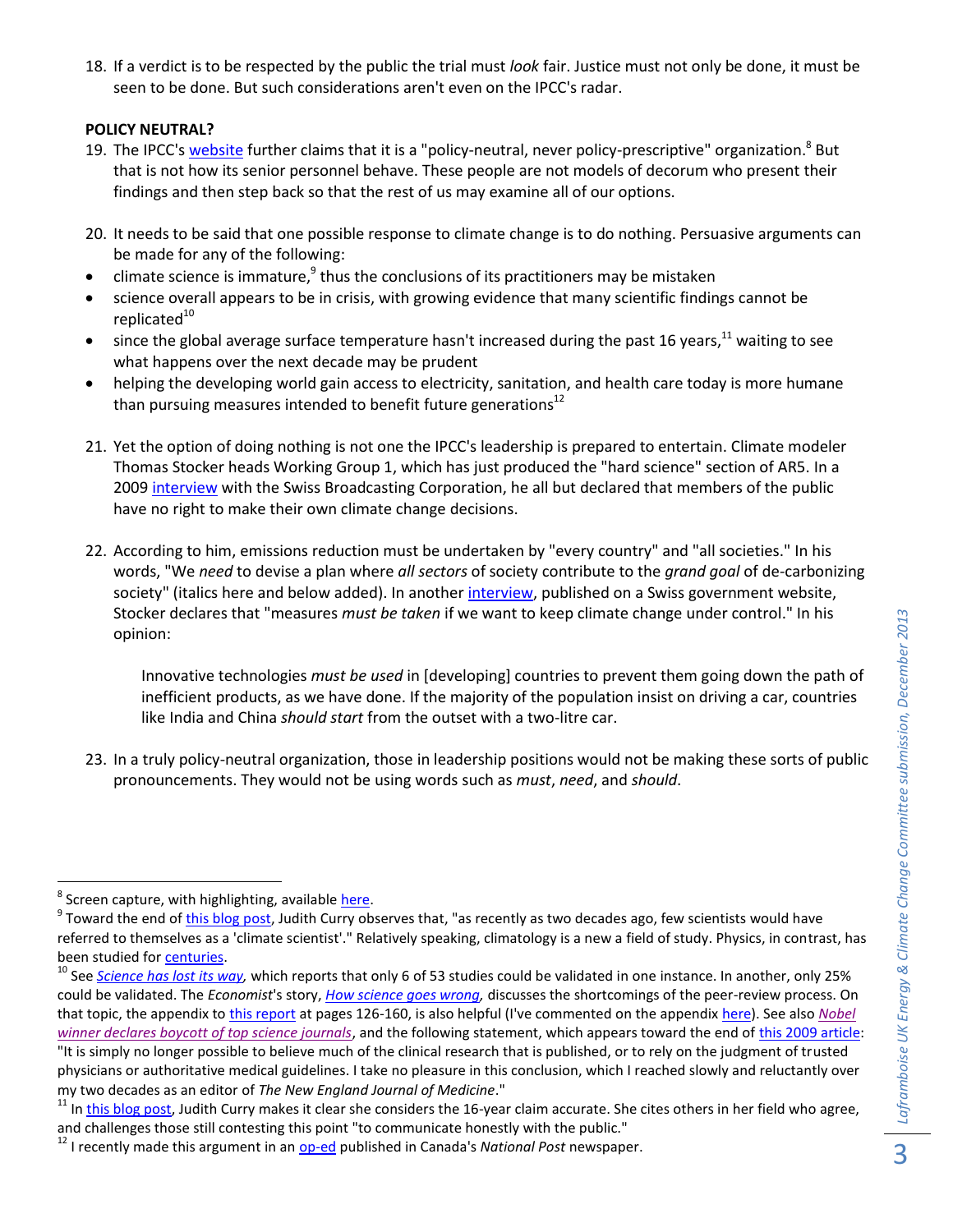18. If a verdict is to be respected by the public the trial must *look* fair. Justice must not only be done, it must be seen to be done. But such considerations aren't even on the IPCC's radar.

**POLICY NEUTRAL?**

19. The IPCC's website further claims that it is a "policy-neutral, never policy-prescriptive" organization.[8] But that is not how its senior personnel behave. These people are not models of decorum who present their findings and then step back so that the rest of us may examine all of our options.

20. It needs to be said that one possible response to climate change is to do nothing. Persuasive arguments can be made for any of the following:

- climate science is immature,[9] thus the conclusions of its practitioners may be mistaken
- science overall appears to be in crisis, with growing evidence that many scientific findings cannot be replicated[10]
- since the global average surface temperature hasn't increased during the past 16 years,[11] waiting to see what happens over the next decade may be prudent
- helping the developing world gain access to electricity, sanitation, and health care today is more humane than pursuing measures intended to benefit future generations[12]

21. Yet the option of doing nothing is not one the IPCC's leadership is prepared to entertain. Climate modeler Thomas Stocker heads Working Group 1, which has just produced the "hard science" section of AR5. In a 2009 interview with the Swiss Broadcasting Corporation, he all but declared that members of the public have no right to make their own climate change decisions.

22. According to him, emissions reduction must be undertaken by "every country" and "all societies." In his words, "We *need* to devise a plan where *all sectors* of society contribute to the *grand goal* of de-carbonizing society" (italics here and below added). In another interview, published on a Swiss government website, Stocker declares that "measures *must be taken* if we want to keep climate change under control." In his opinion:

    > Innovative technologies *must be used* in [developing] countries to prevent them going down the path of inefficient products, as we have done. If the majority of the population insist on driving a car, countries like India and China *should start* from the outset with a two-litre car.

23. In a truly policy-neutral organization, those in leadership positions would not be making these sorts of public pronouncements. They would not be using words such as *must*, *need*, and *should*.

---

[8] Screen capture, with highlighting, available here.

[9] Toward the end of this blog post, Judith Curry observes that, "as recently as two decades ago, few scientists would have referred to themselves as a 'climate scientist'." Relatively speaking, climatology is a new a field of study. Physics, in contrast, has been studied for centuries.

[10] See *Science has lost its way,* which reports that only 6 of 53 studies could be validated in one instance. In another, only 25% could be validated. The *Economist*'s story, *How science goes wrong,* discusses the shortcomings of the peer-review process. On that topic, the appendix to this report at pages 126-160, is also helpful (I've commented on the appendix here). See also *Nobel winner declares boycott of top science journals*, and the following statement, which appears toward the end of this 2009 article: "It is simply no longer possible to believe much of the clinical research that is published, or to rely on the judgment of trusted physicians or authoritative medical guidelines. I take no pleasure in this conclusion, which I reached slowly and reluctantly over my two decades as an editor of *The New England Journal of Medicine*."

[11] In this blog post, Judith Curry makes it clear she considers the 16-year claim accurate. She cites others in her field who agree, and challenges those still contesting this point "to communicate honestly with the public."

[12] I recently made this argument in an op-ed published in Canada's *National Post* newspaper.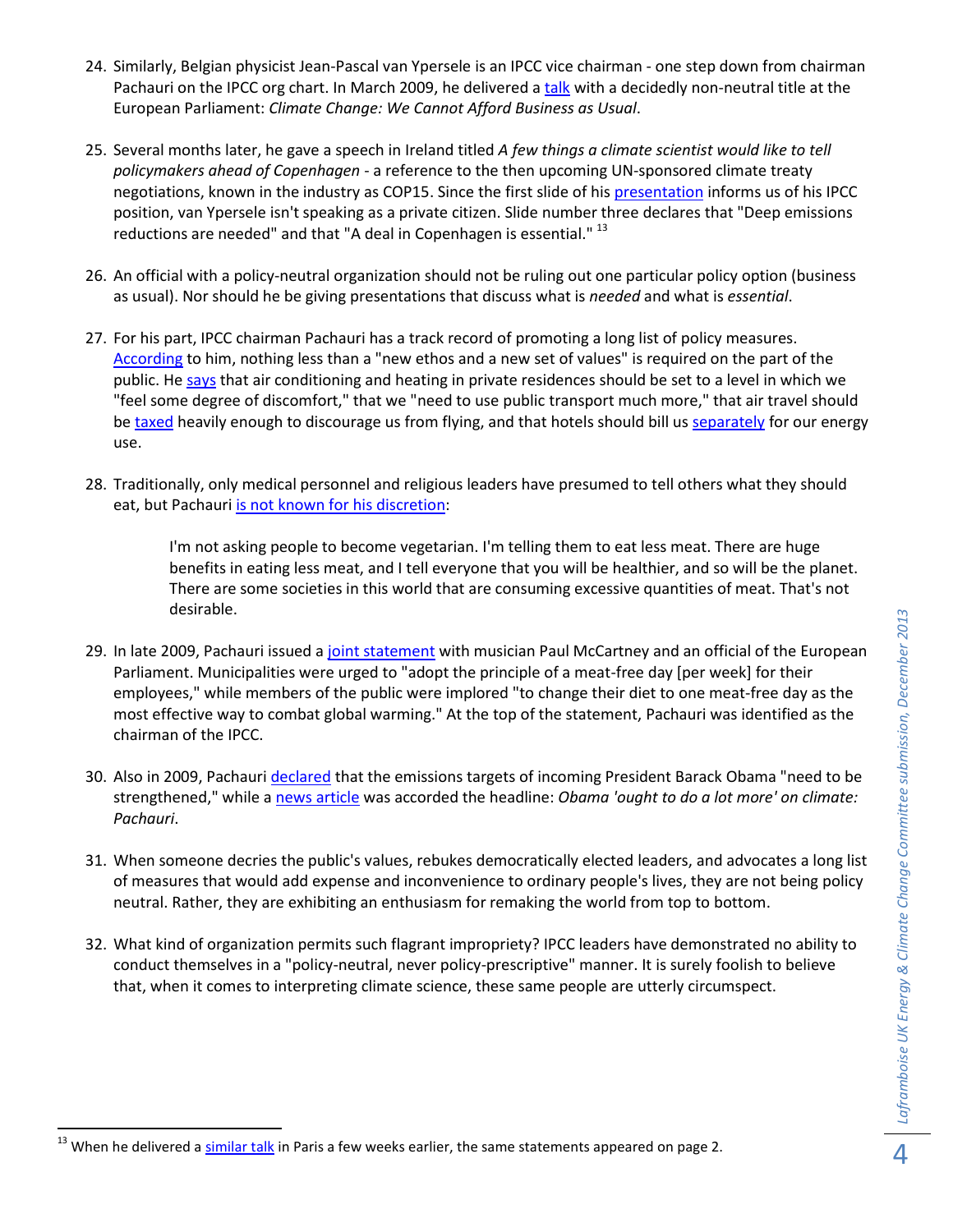24. Similarly, Belgian physicist Jean-Pascal van Ypersele is an IPCC vice chairman - one step down from chairman Pachauri on the IPCC org chart. In March 2009, he delivered a talk with a decidedly non-neutral title at the European Parliament: *Climate Change: We Cannot Afford Business as Usual*.

25. Several months later, he gave a speech in Ireland titled *A few things a climate scientist would like to tell policymakers ahead of Copenhagen* - a reference to the then upcoming UN-sponsored climate treaty negotiations, known in the industry as COP15. Since the first slide of his presentation informs us of his IPCC position, van Ypersele isn't speaking as a private citizen. Slide number three declares that "Deep emissions reductions are needed" and that "A deal in Copenhagen is essential." [13]

26. An official with a policy-neutral organization should not be ruling out one particular policy option (business as usual). Nor should he be giving presentations that discuss what is *needed* and what is *essential*.

27. For his part, IPCC chairman Pachauri has a track record of promoting a long list of policy measures. According to him, nothing less than a "new ethos and a new set of values" is required on the part of the public. He says that air conditioning and heating in private residences should be set to a level in which we "feel some degree of discomfort," that we "need to use public transport much more," that air travel should be taxed heavily enough to discourage us from flying, and that hotels should bill us separately for our energy use.

28. Traditionally, only medical personnel and religious leaders have presumed to tell others what they should eat, but Pachauri is not known for his discretion:

    > I'm not asking people to become vegetarian. I'm telling them to eat less meat. There are huge benefits in eating less meat, and I tell everyone that you will be healthier, and so will be the planet. There are some societies in this world that are consuming excessive quantities of meat. That's not desirable.

29. In late 2009, Pachauri issued a joint statement with musician Paul McCartney and an official of the European Parliament. Municipalities were urged to "adopt the principle of a meat-free day [per week] for their employees," while members of the public were implored "to change their diet to one meat-free day as the most effective way to combat global warming." At the top of the statement, Pachauri was identified as the chairman of the IPCC.

30. Also in 2009, Pachauri declared that the emissions targets of incoming President Barack Obama "need to be strengthened," while a news article was accorded the headline: *Obama 'ought to do a lot more' on climate: Pachauri*.

31. When someone decries the public's values, rebukes democratically elected leaders, and advocates a long list of measures that would add expense and inconvenience to ordinary people's lives, they are not being policy neutral. Rather, they are exhibiting an enthusiasm for remaking the world from top to bottom.

32. What kind of organization permits such flagrant impropriety? IPCC leaders have demonstrated no ability to conduct themselves in a "policy-neutral, never policy-prescriptive" manner. It is surely foolish to believe that, when it comes to interpreting climate science, these same people are utterly circumspect.

---

[13] When he delivered a similar talk in Paris a few weeks earlier, the same statements appeared on page 2.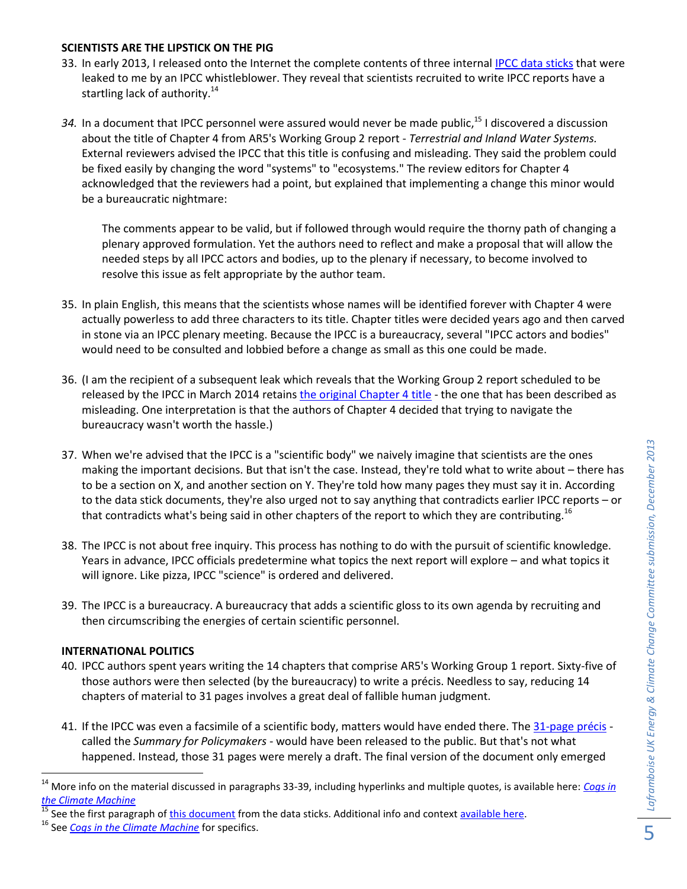**SCIENTISTS ARE THE LIPSTICK ON THE PIG**

33. In early 2013, I released onto the Internet the complete contents of three internal IPCC data sticks that were leaked to me by an IPCC whistleblower. They reveal that scientists recruited to write IPCC reports have a startling lack of authority.[14]

34. In a document that IPCC personnel were assured would never be made public,[15] I discovered a discussion about the title of Chapter 4 from AR5's Working Group 2 report - *Terrestrial and Inland Water Systems.* External reviewers advised the IPCC that this title is confusing and misleading. They said the problem could be fixed easily by changing the word "systems" to "ecosystems." The review editors for Chapter 4 acknowledged that the reviewers had a point, but explained that implementing a change this minor would be a bureaucratic nightmare:

    > The comments appear to be valid, but if followed through would require the thorny path of changing a plenary approved formulation. Yet the authors need to reflect and make a proposal that will allow the needed steps by all IPCC actors and bodies, up to the plenary if necessary, to become involved to resolve this issue as felt appropriate by the author team.

35. In plain English, this means that the scientists whose names will be identified forever with Chapter 4 were actually powerless to add three characters to its title. Chapter titles were decided years ago and then carved in stone via an IPCC plenary meeting. Because the IPCC is a bureaucracy, several "IPCC actors and bodies" would need to be consulted and lobbied before a change as small as this one could be made.

36. (I am the recipient of a subsequent leak which reveals that the Working Group 2 report scheduled to be released by the IPCC in March 2014 retains the original Chapter 4 title - the one that has been described as misleading. One interpretation is that the authors of Chapter 4 decided that trying to navigate the bureaucracy wasn't worth the hassle.)

37. When we're advised that the IPCC is a "scientific body" we naively imagine that scientists are the ones making the important decisions. But that isn't the case. Instead, they're told what to write about – there has to be a section on X, and another section on Y. They're told how many pages they must say it in. According to the data stick documents, they're also urged not to say anything that contradicts earlier IPCC reports – or that contradicts what's being said in other chapters of the report to which they are contributing.[16]

38. The IPCC is not about free inquiry. This process has nothing to do with the pursuit of scientific knowledge. Years in advance, IPCC officials predetermine what topics the next report will explore – and what topics it will ignore. Like pizza, IPCC "science" is ordered and delivered.

39. The IPCC is a bureaucracy. A bureaucracy that adds a scientific gloss to its own agenda by recruiting and then circumscribing the energies of certain scientific personnel.

**INTERNATIONAL POLITICS**

40. IPCC authors spent years writing the 14 chapters that comprise AR5's Working Group 1 report. Sixty-five of those authors were then selected (by the bureaucracy) to write a précis. Needless to say, reducing 14 chapters of material to 31 pages involves a great deal of fallible human judgment.

41. If the IPCC was even a facsimile of a scientific body, matters would have ended there. The 31-page précis - called the *Summary for Policymakers* - would have been released to the public. But that's not what happened. Instead, those 31 pages were merely a draft. The final version of the document only emerged

---

[14] More info on the material discussed in paragraphs 33-39, including hyperlinks and multiple quotes, is available here: *Cogs in the Climate Machine*

[15] See the first paragraph of this document from the data sticks. Additional info and context available here.

[16] See *Cogs in the Climate Machine* for specifics.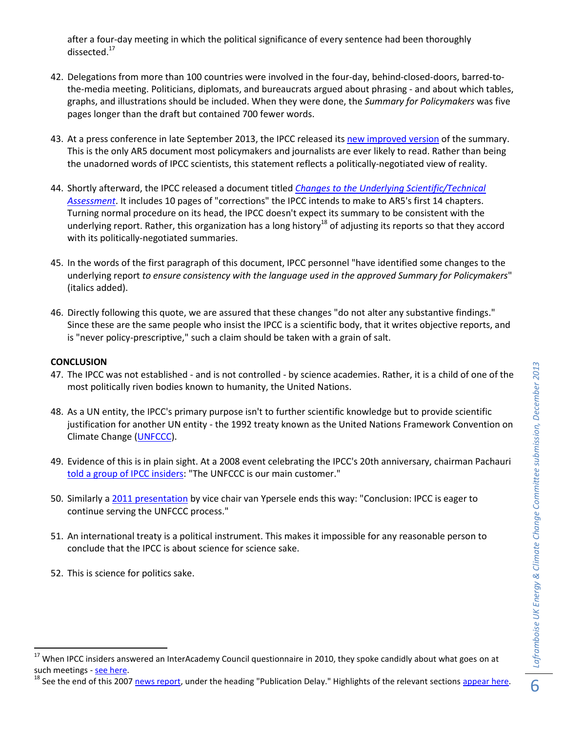after a four-day meeting in which the political significance of every sentence had been thoroughly dissected.[17]

42. Delegations from more than 100 countries were involved in the four-day, behind-closed-doors, barred-to-the-media meeting. Politicians, diplomats, and bureaucrats argued about phrasing - and about which tables, graphs, and illustrations should be included. When they were done, the *Summary for Policymakers* was five pages longer than the draft but contained 700 fewer words.

43. At a press conference in late September 2013, the IPCC released its new improved version of the summary. This is the only AR5 document most policymakers and journalists are ever likely to read. Rather than being the unadorned words of IPCC scientists, this statement reflects a politically-negotiated view of reality.

44. Shortly afterward, the IPCC released a document titled *Changes to the Underlying Scientific/Technical Assessment*. It includes 10 pages of "corrections" the IPCC intends to make to AR5's first 14 chapters. Turning normal procedure on its head, the IPCC doesn't expect its summary to be consistent with the underlying report. Rather, this organization has a long history[18] of adjusting its reports so that they accord with its politically-negotiated summaries.

45. In the words of the first paragraph of this document, IPCC personnel "have identified some changes to the underlying report *to ensure consistency with the language used in the approved Summary for Policymakers*" (italics added).

46. Directly following this quote, we are assured that these changes "do not alter any substantive findings." Since these are the same people who insist the IPCC is a scientific body, that it writes objective reports, and is "never policy-prescriptive," such a claim should be taken with a grain of salt.

**CONCLUSION**

47. The IPCC was not established - and is not controlled - by science academies. Rather, it is a child of one of the most politically riven bodies known to humanity, the United Nations.

48. As a UN entity, the IPCC's primary purpose isn't to further scientific knowledge but to provide scientific justification for another UN entity - the 1992 treaty known as the United Nations Framework Convention on Climate Change (UNFCCC).

49. Evidence of this is in plain sight. At a 2008 event celebrating the IPCC's 20th anniversary, chairman Pachauri told a group of IPCC insiders: "The UNFCCC is our main customer."

50. Similarly a 2011 presentation by vice chair van Ypersele ends this way: "Conclusion: IPCC is eager to continue serving the UNFCCC process."

51. An international treaty is a political instrument. This makes it impossible for any reasonable person to conclude that the IPCC is about science for science sake.

52. This is science for politics sake.

---

[17] When IPCC insiders answered an InterAcademy Council questionnaire in 2010, they spoke candidly about what goes on at such meetings - see here.

[18] See the end of this 2007 news report, under the heading "Publication Delay." Highlights of the relevant sections appear here.